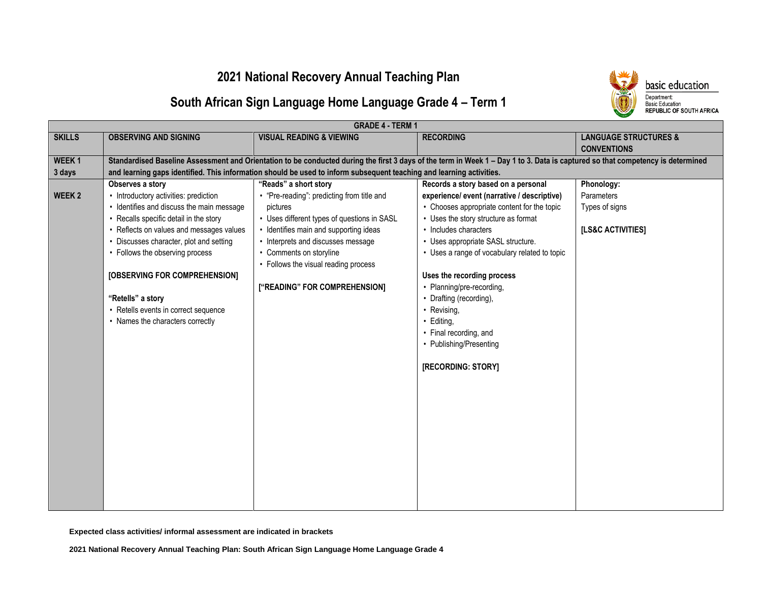# 2021 National Recovery Annual Teaching Plan

## South African Sign Language Home Language Grade 4 – Term 1

basic education

Department:
Basic Education
REPUBLIC OF SOUTH AFRICA

| GRADE 4 - TERM 1 | | | | |
|---|---|---|---|---|
| **SKILLS** | **OBSERVING AND SIGNING** | **VISUAL READING & VIEWING** | **RECORDING** | **LANGUAGE STRUCTURES & CONVENTIONS** |
| **WEEK 1 3 days** | **Standardised Baseline Assessment and Orientation to be conducted during the first 3 days of the term in Week 1 – Day 1 to 3. Data is captured so that competency is determined and learning gaps identified. This information should be used to inform subsequent teaching and learning activities.** | | | |
| **WEEK 2** | **Observes a story**<br>• Introductory activities: prediction<br>• Identifies and discuss the main message<br>• Recalls specific detail in the story<br>• Reflects on values and messages values<br>• Discusses character, plot and setting<br>• Follows the observing process<br><br>**[OBSERVING FOR COMPREHENSION]**<br><br>**"Retells" a story**<br>• Retells events in correct sequence<br>• Names the characters correctly | **"Reads" a short story**<br>• "Pre-reading": predicting from title and pictures<br>• Uses different types of questions in SASL<br>• Identifies main and supporting ideas<br>• Interprets and discusses message<br>• Comments on storyline<br>• Follows the visual reading process<br><br>**["READING" FOR COMPREHENSION]** | **Records a story based on a personal experience/ event (narrative / descriptive)**<br>• Chooses appropriate content for the topic<br>• Uses the story structure as format<br>• Includes characters<br>• Uses appropriate SASL structure.<br>• Uses a range of vocabulary related to topic<br><br>**Uses the recording process**<br>• Planning/pre-recording,<br>• Drafting (recording),<br>• Revising,<br>• Editing,<br>• Final recording, and<br>• Publishing/Presenting<br><br>**[RECORDING: STORY]** | **Phonology:**<br>Parameters<br>Types of signs<br><br>**[LS&C ACTIVITIES]** |

**Expected class activities/ informal assessment are indicated in brackets**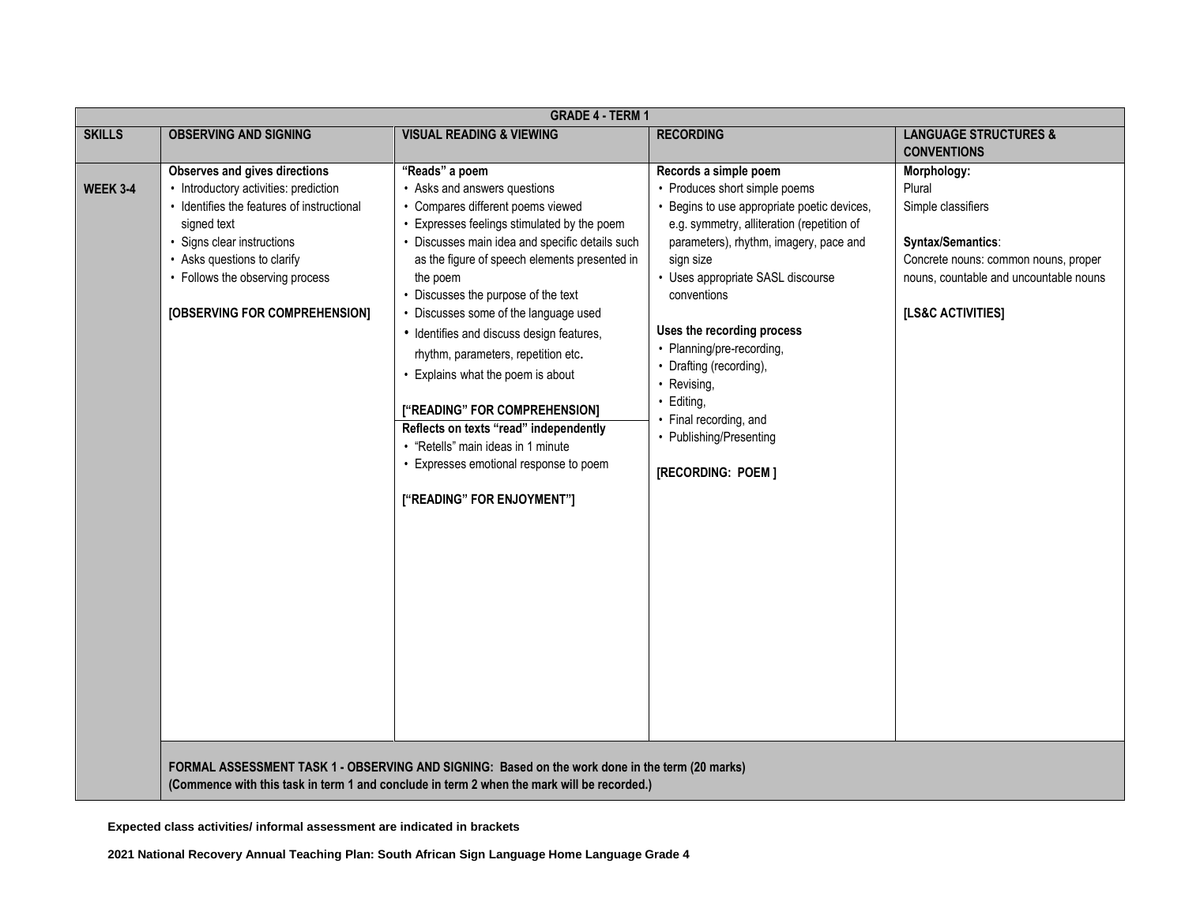| GRADE 4 - TERM 1 | | | | |
|---|---|---|---|---|
| **SKILLS** | **OBSERVING AND SIGNING** | **VISUAL READING & VIEWING** | **RECORDING** | **LANGUAGE STRUCTURES & CONVENTIONS** |
| **WEEK 3-4** | **Observes and gives directions**<br>• Introductory activities: prediction<br>• Identifies the features of instructional signed text<br>• Signs clear instructions<br>• Asks questions to clarify<br>• Follows the observing process<br><br>**[OBSERVING FOR COMPREHENSION]** | **"Reads" a poem**<br>• Asks and answers questions<br>• Compares different poems viewed<br>• Expresses feelings stimulated by the poem<br>• Discusses main idea and specific details such as the figure of speech elements presented in the poem<br>• Discusses the purpose of the text<br>• Discusses some of the language used<br>• Identifies and discuss design features, rhythm, parameters, repetition etc.<br>• Explains what the poem is about<br><br>**["READING" FOR COMPREHENSION]**<br>**Reflects on texts "read" independently**<br>• "Retells" main ideas in 1 minute<br>• Expresses emotional response to poem<br><br>**["READING" FOR ENJOYMENT"]** | **Records a simple poem**<br>• Produces short simple poems<br>• Begins to use appropriate poetic devices, e.g. symmetry, alliteration (repetition of parameters), rhythm, imagery, pace and sign size<br>• Uses appropriate SASL discourse conventions<br><br>**Uses the recording process**<br>• Planning/pre-recording,<br>• Drafting (recording),<br>• Revising,<br>• Editing,<br>• Final recording, and<br>• Publishing/Presenting<br><br>**[RECORDING: POEM ]** | **Morphology:**<br>Plural<br>Simple classifiers<br><br>**Syntax/Semantics**:<br>Concrete nouns: common nouns, proper nouns, countable and uncountable nouns<br><br>**[LS&C ACTIVITIES]** |
| | **FORMAL ASSESSMENT TASK 1 - OBSERVING AND SIGNING: Based on the work done in the term (20 marks)**<br>**(Commence with this task in term 1 and conclude in term 2 when the mark will be recorded.)** | | | |

**Expected class activities/ informal assessment are indicated in brackets**

**2021 National Recovery Annual Teaching Plan: South African Sign Language Home Language Grade 4**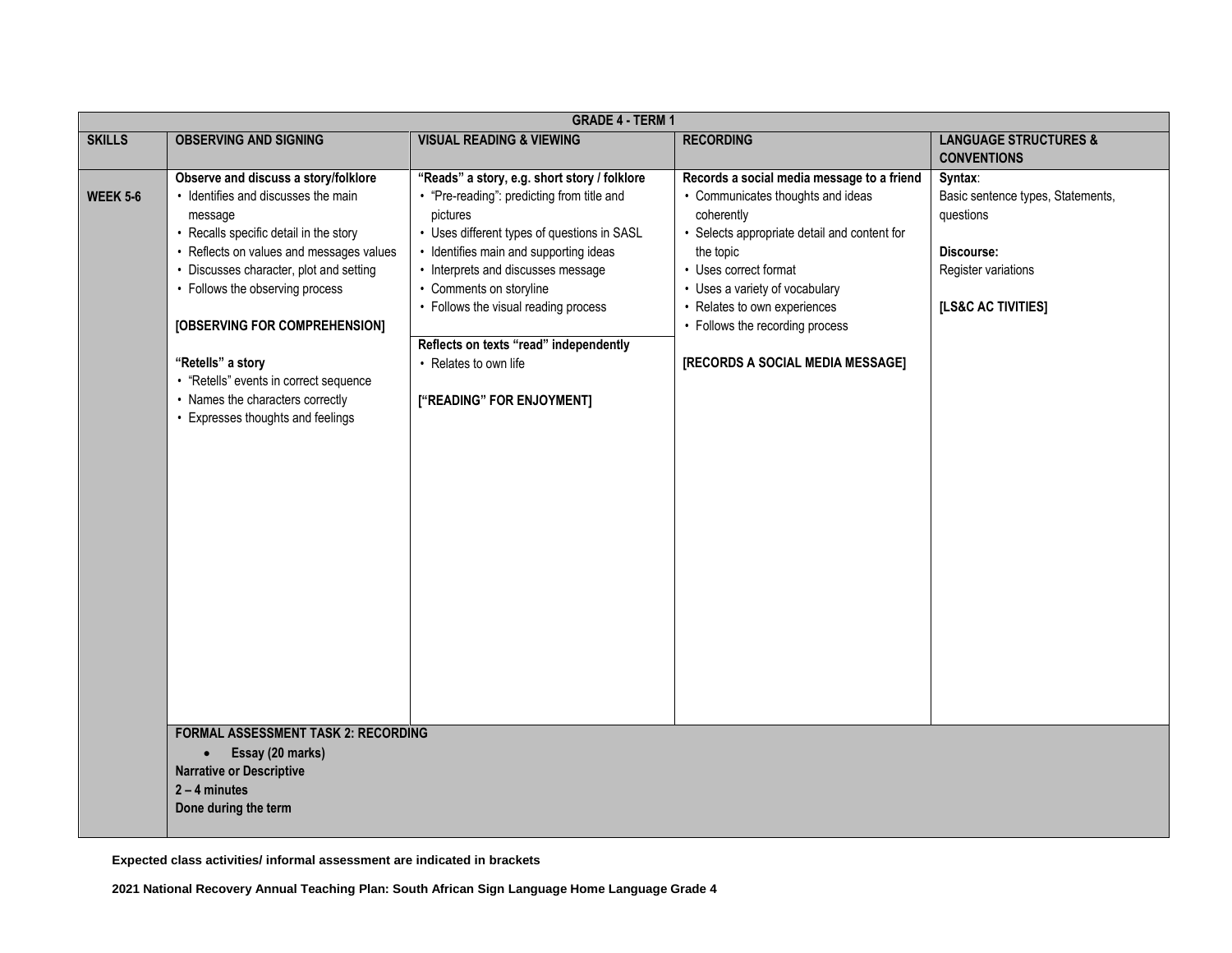| GRADE 4 - TERM 1 | | | | |
|---|---|---|---|---|
| **SKILLS** | **OBSERVING AND SIGNING** | **VISUAL READING & VIEWING** | **RECORDING** | **LANGUAGE STRUCTURES & CONVENTIONS** |
| **WEEK 5-6** | **Observe and discuss a story/folklore**<br>• Identifies and discusses the main message<br>• Recalls specific detail in the story<br>• Reflects on values and messages values<br>• Discusses character, plot and setting<br>• Follows the observing process<br><br>**[OBSERVING FOR COMPREHENSION]**<br><br>**"Retells" a story**<br>• "Retells" events in correct sequence<br>• Names the characters correctly<br>• Expresses thoughts and feelings | **"Reads" a story, e.g. short story / folklore**<br>• "Pre-reading": predicting from title and pictures<br>• Uses different types of questions in SASL<br>• Identifies main and supporting ideas<br>• Interprets and discusses message<br>• Comments on storyline<br>• Follows the visual reading process<br><br>**Reflects on texts "read" independently**<br>• Relates to own life<br><br>**["READING" FOR ENJOYMENT]** | **Records a social media message to a friend**<br>• Communicates thoughts and ideas coherently<br>• Selects appropriate detail and content for the topic<br>• Uses correct format<br>• Uses a variety of vocabulary<br>• Relates to own experiences<br>• Follows the recording process<br><br>**[RECORDS A SOCIAL MEDIA MESSAGE]** | **Syntax**:<br>Basic sentence types, Statements, questions<br><br>**Discourse:**<br>Register variations<br><br>**[LS&C AC TIVITIES]** |
| | **FORMAL ASSESSMENT TASK 2: RECORDING**<br>• **Essay (20 marks)**<br>**Narrative or Descriptive**<br>**2 – 4 minutes**<br>**Done during the term** | | | |

**Expected class activities/ informal assessment are indicated in brackets**

**2021 National Recovery Annual Teaching Plan: South African Sign Language Home Language Grade 4**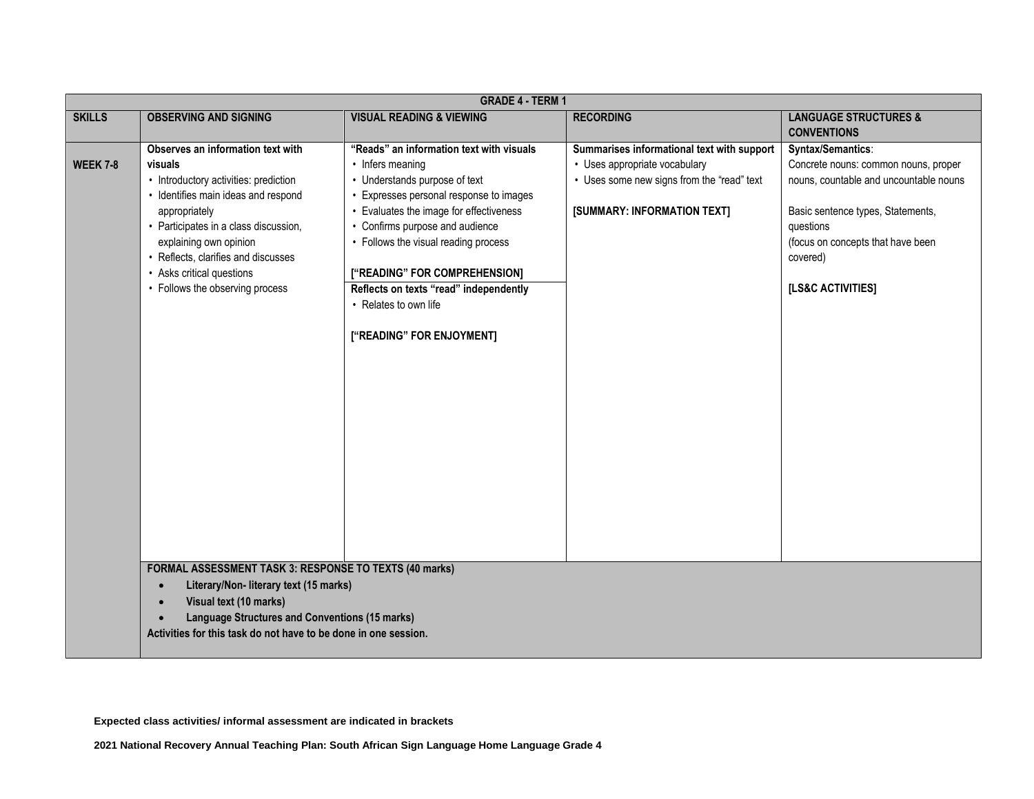| GRADE 4 - TERM 1 | | | | |
|---|---|---|---|---|
| **SKILLS** | **OBSERVING AND SIGNING** | **VISUAL READING & VIEWING** | **RECORDING** | **LANGUAGE STRUCTURES & CONVENTIONS** |
| **WEEK 7-8** | **Observes an information text with visuals**<br>• Introductory activities: prediction<br>• Identifies main ideas and respond appropriately<br>• Participates in a class discussion, explaining own opinion<br>• Reflects, clarifies and discusses<br>• Asks critical questions<br>• Follows the observing process | **"Reads" an information text with visuals**<br>• Infers meaning<br>• Understands purpose of text<br>• Expresses personal response to images<br>• Evaluates the image for effectiveness<br>• Confirms purpose and audience<br>• Follows the visual reading process<br><br>**["READING" FOR COMPREHENSION]**<br><br>**Reflects on texts "read" independently**<br>• Relates to own life<br><br>**["READING" FOR ENJOYMENT]** | **Summarises informational text with support**<br>• Uses appropriate vocabulary<br>• Uses some new signs from the "read" text<br><br>**[SUMMARY: INFORMATION TEXT]** | **Syntax/Semantics**:<br>Concrete nouns: common nouns, proper nouns, countable and uncountable nouns<br><br>Basic sentence types, Statements, questions<br>(focus on concepts that have been covered)<br><br>**[LS&C ACTIVITIES]** |
| | **FORMAL ASSESSMENT TASK 3: RESPONSE TO TEXTS (40 marks)**<br>• **Literary/Non- literary text (15 marks)**<br>• **Visual text (10 marks)**<br>• **Language Structures and Conventions (15 marks)**<br>**Activities for this task do not have to be done in one session.** | | | |

**Expected class activities/ informal assessment are indicated in brackets**

**2021 National Recovery Annual Teaching Plan: South African Sign Language Home Language Grade 4**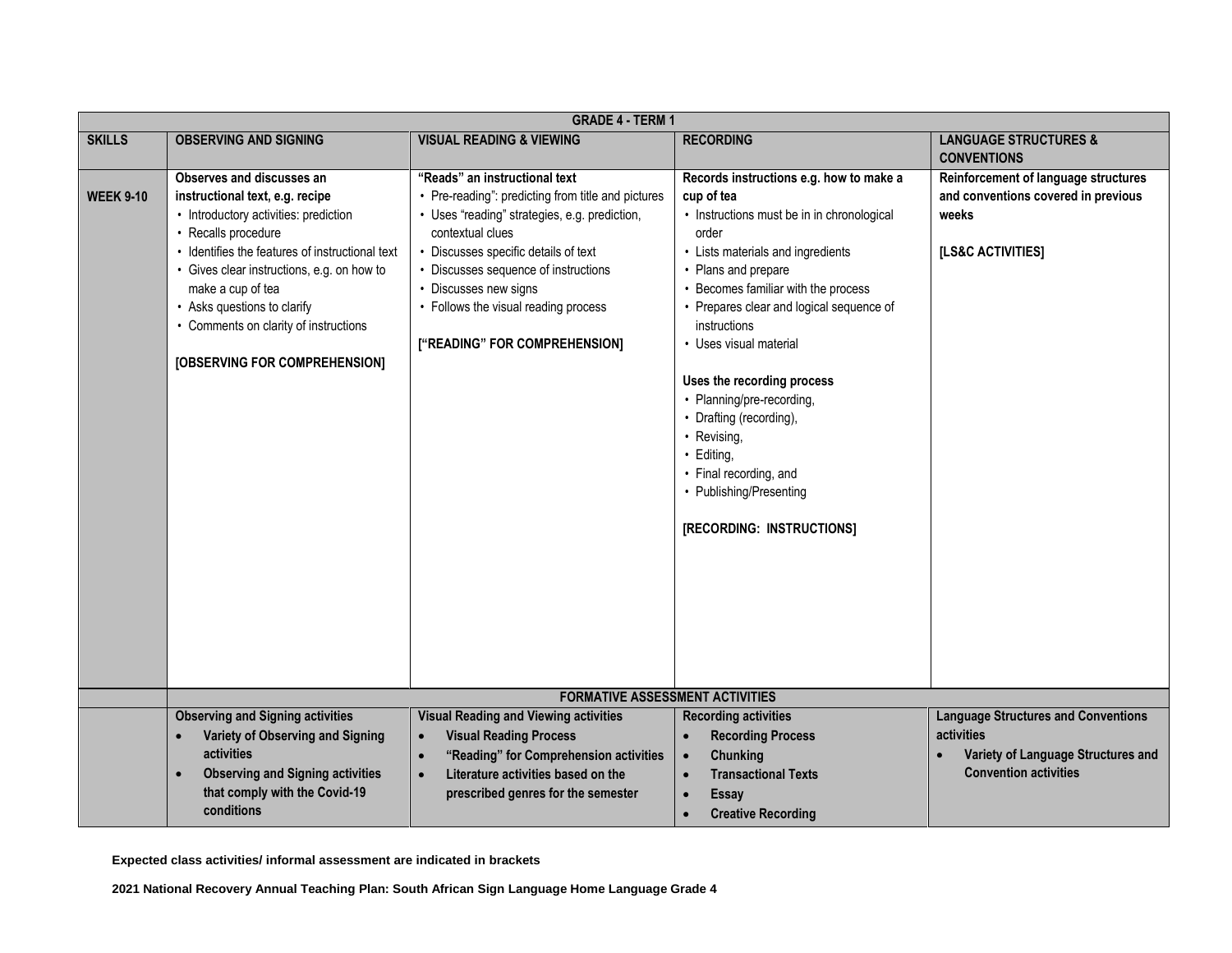| GRADE 4 - TERM 1 | | | | |
|---|---|---|---|---|
| **SKILLS** | **OBSERVING AND SIGNING** | **VISUAL READING & VIEWING** | **RECORDING** | **LANGUAGE STRUCTURES & CONVENTIONS** |
| **WEEK 9-10** | **Observes and discusses an instructional text, e.g. recipe**<br>• Introductory activities: prediction<br>• Recalls procedure<br>• Identifies the features of instructional text<br>• Gives clear instructions, e.g. on how to make a cup of tea<br>• Asks questions to clarify<br>• Comments on clarity of instructions<br><br>**[OBSERVING FOR COMPREHENSION]** | **"Reads" an instructional text**<br>• Pre-reading": predicting from title and pictures<br>• Uses "reading" strategies, e.g. prediction, contextual clues<br>• Discusses specific details of text<br>• Discusses sequence of instructions<br>• Discusses new signs<br>• Follows the visual reading process<br><br>**["READING" FOR COMPREHENSION]** | **Records instructions e.g. how to make a cup of tea**<br>• Instructions must be in in chronological order<br>• Lists materials and ingredients<br>• Plans and prepare<br>• Becomes familiar with the process<br>• Prepares clear and logical sequence of instructions<br>• Uses visual material<br><br>**Uses the recording process**<br>• Planning/pre-recording,<br>• Drafting (recording),<br>• Revising,<br>• Editing,<br>• Final recording, and<br>• Publishing/Presenting<br><br>**[RECORDING: INSTRUCTIONS]** | **Reinforcement of language structures and conventions covered in previous weeks**<br><br>**[LS&C ACTIVITIES]** |
| | **FORMATIVE ASSESSMENT ACTIVITIES** | | | |
| | **Observing and Signing activities**<br>• **Variety of Observing and Signing activities**<br>• **Observing and Signing activities that comply with the Covid-19 conditions** | **Visual Reading and Viewing activities**<br>• **Visual Reading Process**<br>• **"Reading" for Comprehension activities**<br>• **Literature activities based on the prescribed genres for the semester** | **Recording activities**<br>• **Recording Process**<br>• **Chunking**<br>• **Transactional Texts**<br>• **Essay**<br>• **Creative Recording** | **Language Structures and Conventions activities**<br>• **Variety of Language Structures and Convention activities** |

**Expected class activities/ informal assessment are indicated in brackets**

**2021 National Recovery Annual Teaching Plan: South African Sign Language Home Language Grade 4**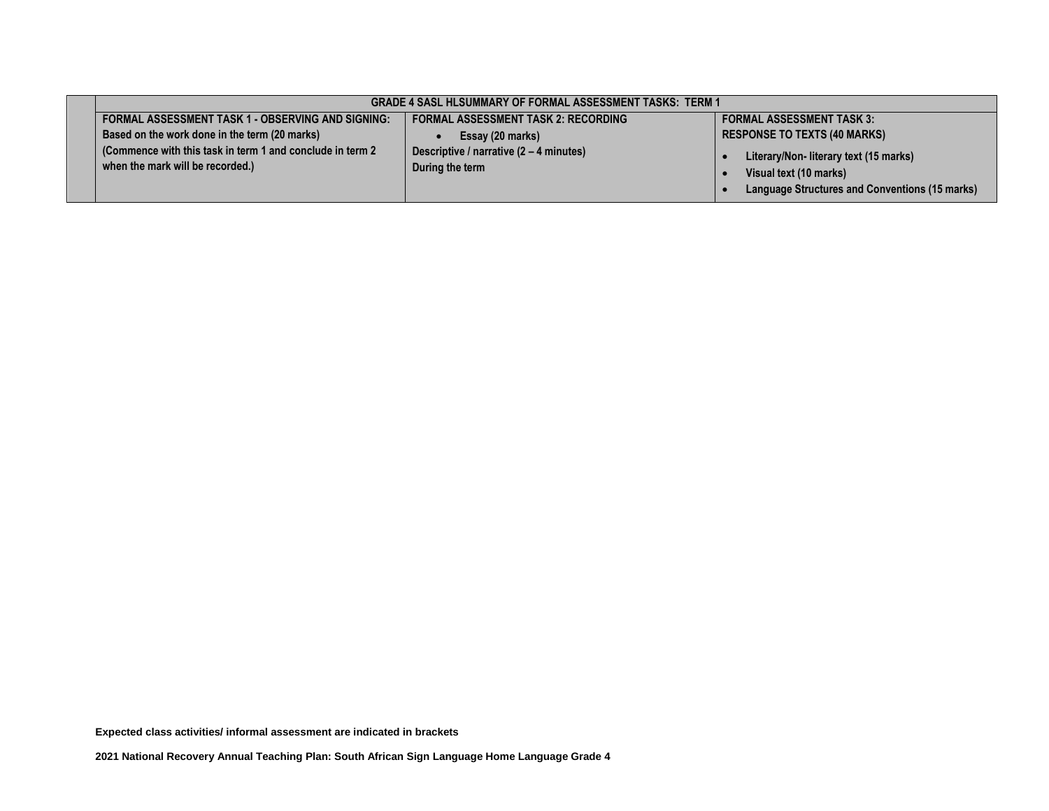| | GRADE 4 SASL HLSUMMARY OF FORMAL ASSESSMENT TASKS: TERM 1 | | |
|---|---|---|---|
| | **FORMAL ASSESSMENT TASK 1 - OBSERVING AND SIGNING:** Based on the work done in the term (20 marks) (Commence with this task in term 1 and conclude in term 2 when the mark will be recorded.) | **FORMAL ASSESSMENT TASK 2: RECORDING** <br>• Essay (20 marks) <br>Descriptive / narrative (2 – 4 minutes) <br>During the term | **FORMAL ASSESSMENT TASK 3: RESPONSE TO TEXTS (40 MARKS)** <br>• Literary/Non- literary text (15 marks) <br>• Visual text (10 marks) <br>• Language Structures and Conventions (15 marks) |

**Expected class activities/ informal assessment are indicated in brackets**

**2021 National Recovery Annual Teaching Plan: South African Sign Language Home Language Grade 4**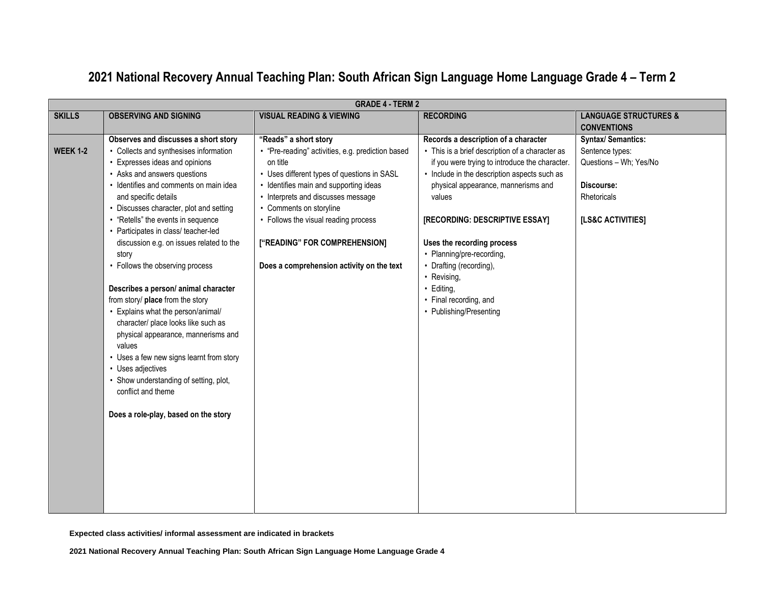# 2021 National Recovery Annual Teaching Plan: South African Sign Language Home Language Grade 4 – Term 2

| GRADE 4 - TERM 2 | | | | |
|---|---|---|---|---|
| **SKILLS** | **OBSERVING AND SIGNING** | **VISUAL READING & VIEWING** | **RECORDING** | **LANGUAGE STRUCTURES & CONVENTIONS** |
| **WEEK 1-2** | **Observes and discusses a short story**<br>• Collects and synthesises information<br>• Expresses ideas and opinions<br>• Asks and answers questions<br>• Identifies and comments on main idea and specific details<br>• Discusses character, plot and setting<br>• "Retells" the events in sequence<br>• Participates in class/ teacher-led discussion e.g. on issues related to the story<br>• Follows the observing process<br><br>**Describes a person/ animal character** from story/ **place** from the story<br>• Explains what the person/animal/ character/ place looks like such as physical appearance, mannerisms and values<br>• Uses a few new signs learnt from story<br>• Uses adjectives<br>• Show understanding of setting, plot, conflict and theme<br><br>**Does a role-play, based on the story** | **"Reads" a short story**<br>• "Pre-reading" activities, e.g. prediction based on title<br>• Uses different types of questions in SASL<br>• Identifies main and supporting ideas<br>• Interprets and discusses message<br>• Comments on storyline<br>• Follows the visual reading process<br><br>**["READING" FOR COMPREHENSION]**<br><br>**Does a comprehension activity on the text** | **Records a description of a character**<br>• This is a brief description of a character as if you were trying to introduce the character.<br>• Include in the description aspects such as physical appearance, mannerisms and values<br><br>**[RECORDING: DESCRIPTIVE ESSAY]**<br><br>**Uses the recording process**<br>• Planning/pre-recording,<br>• Drafting (recording),<br>• Revising,<br>• Editing,<br>• Final recording, and<br>• Publishing/Presenting | **Syntax/ Semantics:**<br>Sentence types:<br>Questions – Wh; Yes/No<br><br>**Discourse:**<br>Rhetoricals<br><br>**[LS&C ACTIVITIES]** |

**Expected class activities/ informal assessment are indicated in brackets**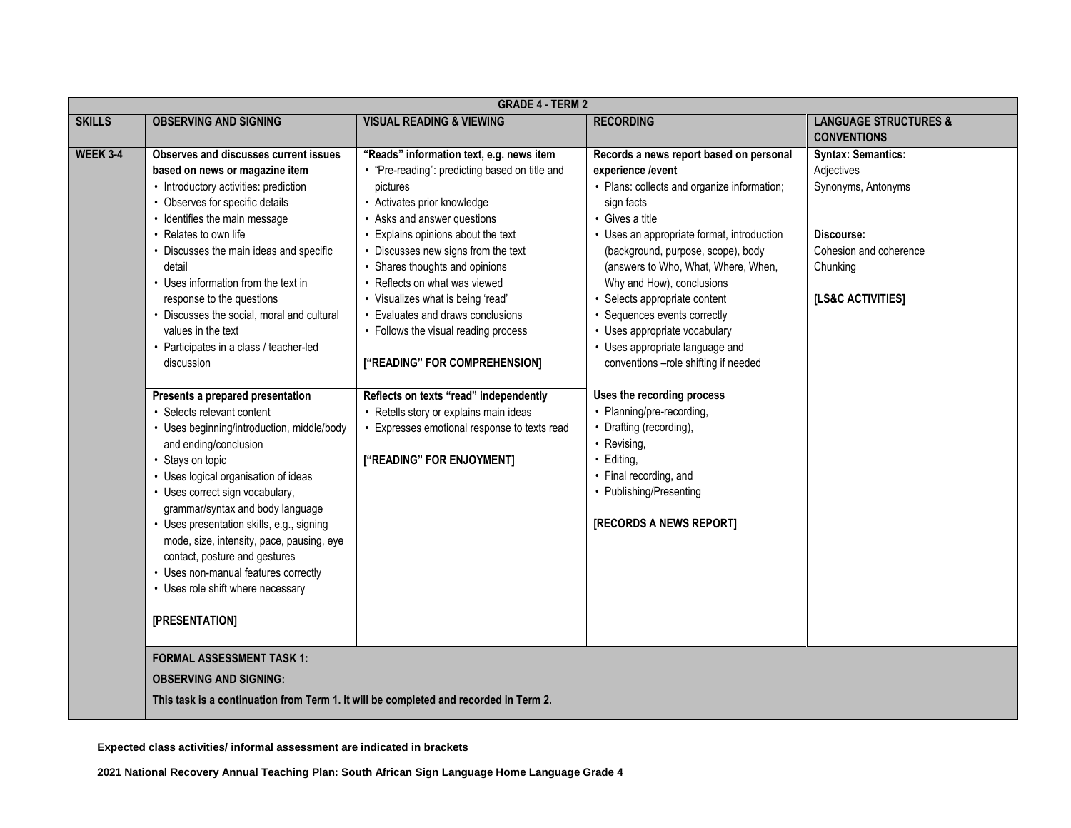| GRADE 4 - TERM 2 | | | | |
|---|---|---|---|---|
| **SKILLS** | **OBSERVING AND SIGNING** | **VISUAL READING & VIEWING** | **RECORDING** | **LANGUAGE STRUCTURES & CONVENTIONS** |
| **WEEK 3-4** | **Observes and discusses current issues based on news or magazine item**<br>• Introductory activities: prediction<br>• Observes for specific details<br>• Identifies the main message<br>• Relates to own life<br>• Discusses the main ideas and specific detail<br>• Uses information from the text in response to the questions<br>• Discusses the social, moral and cultural values in the text<br>• Participates in a class / teacher-led discussion | **"Reads" information text, e.g. news item**<br>• "Pre-reading": predicting based on title and pictures<br>• Activates prior knowledge<br>• Asks and answer questions<br>• Explains opinions about the text<br>• Discusses new signs from the text<br>• Shares thoughts and opinions<br>• Reflects on what was viewed<br>• Visualizes what is being 'read'<br>• Evaluates and draws conclusions<br>• Follows the visual reading process<br><br>**["READING" FOR COMPREHENSION]** | **Records a news report based on personal experience /event**<br>• Plans: collects and organize information; sign facts<br>• Gives a title<br>• Uses an appropriate format, introduction (background, purpose, scope), body (answers to Who, What, Where, When, Why and How), conclusions<br>• Selects appropriate content<br>• Sequences events correctly<br>• Uses appropriate vocabulary<br>• Uses appropriate language and conventions –role shifting if needed | **Syntax: Semantics:**<br>Adjectives<br>Synonyms, Antonyms<br><br>**Discourse:**<br>Cohesion and coherence<br>Chunking<br><br>**[LS&C ACTIVITIES]** |
| | **Presents a prepared presentation**<br>• Selects relevant content<br>• Uses beginning/introduction, middle/body and ending/conclusion<br>• Stays on topic<br>• Uses logical organisation of ideas<br>• Uses correct sign vocabulary, grammar/syntax and body language<br>• Uses presentation skills, e.g., signing mode, size, intensity, pace, pausing, eye contact, posture and gestures<br>• Uses non-manual features correctly<br>• Uses role shift where necessary<br><br>**[PRESENTATION]** | **Reflects on texts "read" independently**<br>• Retells story or explains main ideas<br>• Expresses emotional response to texts read<br><br>**["READING" FOR ENJOYMENT]** | **Uses the recording process**<br>• Planning/pre-recording,<br>• Drafting (recording),<br>• Revising,<br>• Editing,<br>• Final recording, and<br>• Publishing/Presenting<br><br>**[RECORDS A NEWS REPORT]** | |
| | **FORMAL ASSESSMENT TASK 1:**<br>**OBSERVING AND SIGNING:**<br>**This task is a continuation from Term 1. It will be completed and recorded in Term 2.** | | | |

**Expected class activities/ informal assessment are indicated in brackets**

**2021 National Recovery Annual Teaching Plan: South African Sign Language Home Language Grade 4**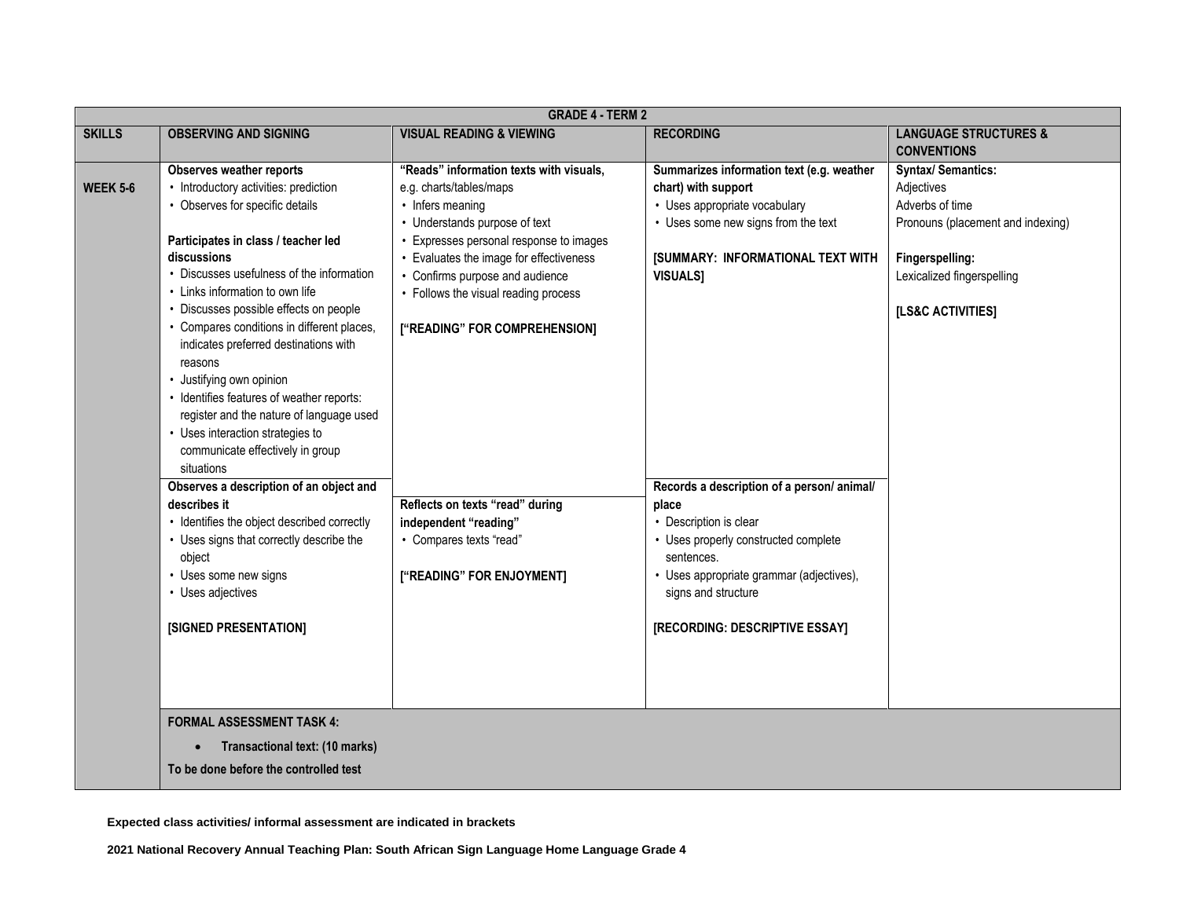| GRADE 4 - TERM 2 | | | | |
|---|---|---|---|---|
| **SKILLS** | **OBSERVING AND SIGNING** | **VISUAL READING & VIEWING** | **RECORDING** | **LANGUAGE STRUCTURES & CONVENTIONS** |
| **WEEK 5-6** | **Observes weather reports**<br>• Introductory activities: prediction<br>• Observes for specific details<br><br>**Participates in class / teacher led discussions**<br>• Discusses usefulness of the information<br>• Links information to own life<br>• Discusses possible effects on people<br>• Compares conditions in different places, indicates preferred destinations with reasons<br>• Justifying own opinion<br>• Identifies features of weather reports: register and the nature of language used<br>• Uses interaction strategies to communicate effectively in group situations | **"Reads" information texts with visuals,** e.g. charts/tables/maps<br>• Infers meaning<br>• Understands purpose of text<br>• Expresses personal response to images<br>• Evaluates the image for effectiveness<br>• Confirms purpose and audience<br>• Follows the visual reading process<br><br>**["READING" FOR COMPREHENSION]** | **Summarizes information text (e.g. weather chart) with support**<br>• Uses appropriate vocabulary<br>• Uses some new signs from the text<br><br>**[SUMMARY: INFORMATIONAL TEXT WITH VISUALS]** | **Syntax/ Semantics:**<br>Adjectives<br>Adverbs of time<br>Pronouns (placement and indexing)<br><br>**Fingerspelling:**<br>Lexicalized fingerspelling<br><br>**[LS&C ACTIVITIES]** |
| | **Observes a description of an object and describes it**<br>• Identifies the object described correctly<br>• Uses signs that correctly describe the object<br>• Uses some new signs<br>• Uses adjectives<br><br>**[SIGNED PRESENTATION]** | **Reflects on texts "read" during independent "reading"**<br>• Compares texts "read"<br><br>**["READING" FOR ENJOYMENT]** | **Records a description of a person/ animal/ place**<br>• Description is clear<br>• Uses properly constructed complete sentences.<br>• Uses appropriate grammar (adjectives), signs and structure<br><br>**[RECORDING: DESCRIPTIVE ESSAY]** | |
| | **FORMAL ASSESSMENT TASK 4:**<br>• **Transactional text: (10 marks)**<br>**To be done before the controlled test** | | | |

**Expected class activities/ informal assessment are indicated in brackets**

**2021 National Recovery Annual Teaching Plan: South African Sign Language Home Language Grade 4**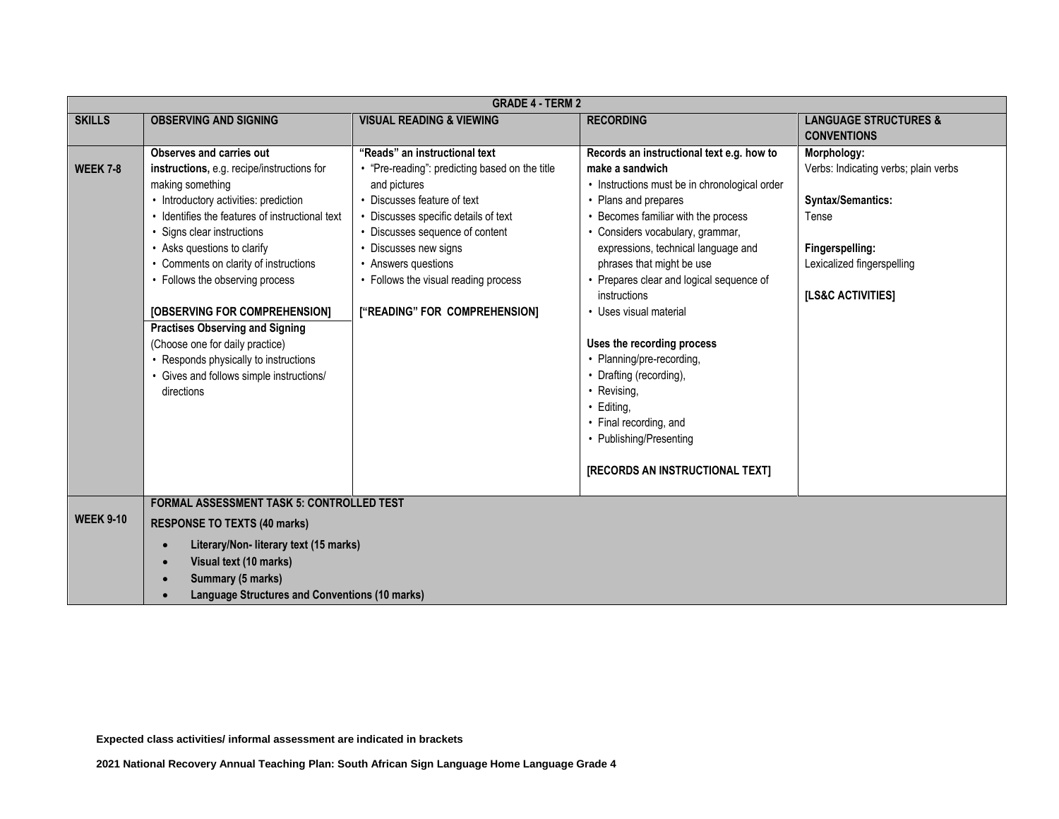| GRADE 4 - TERM 2 | | | | |
|---|---|---|---|---|
| **SKILLS** | **OBSERVING AND SIGNING** | **VISUAL READING & VIEWING** | **RECORDING** | **LANGUAGE STRUCTURES & CONVENTIONS** |
| **WEEK 7-8** | **Observes and carries out instructions,** e.g. recipe/instructions for making something<br>• Introductory activities: prediction<br>• Identifies the features of instructional text<br>• Signs clear instructions<br>• Asks questions to clarify<br>• Comments on clarity of instructions<br>• Follows the observing process<br><br>**[OBSERVING FOR COMPREHENSION]**<br>**Practises Observing and Signing**<br>(Choose one for daily practice)<br>• Responds physically to instructions<br>• Gives and follows simple instructions/ directions | **"Reads" an instructional text**<br>• "Pre-reading": predicting based on the title and pictures<br>• Discusses feature of text<br>• Discusses specific details of text<br>• Discusses sequence of content<br>• Discusses new signs<br>• Answers questions<br>• Follows the visual reading process<br><br>**["READING" FOR COMPREHENSION]** | **Records an instructional text e.g. how to make a sandwich**<br>• Instructions must be in chronological order<br>• Plans and prepares<br>• Becomes familiar with the process<br>• Considers vocabulary, grammar, expressions, technical language and phrases that might be use<br>• Prepares clear and logical sequence of instructions<br>• Uses visual material<br><br>**Uses the recording process**<br>• Planning/pre-recording,<br>• Drafting (recording),<br>• Revising,<br>• Editing,<br>• Final recording, and<br>• Publishing/Presenting<br><br>**[RECORDS AN INSTRUCTIONAL TEXT]** | **Morphology:**<br>Verbs: Indicating verbs; plain verbs<br><br>**Syntax/Semantics:**<br>Tense<br><br>**Fingerspelling:**<br>Lexicalized fingerspelling<br><br>**[LS&C ACTIVITIES]** |
| **WEEK 9-10** | **FORMAL ASSESSMENT TASK 5: CONTROLLED TEST**<br>**RESPONSE TO TEXTS (40 marks)**<br>• **Literary/Non- literary text (15 marks)**<br>• **Visual text (10 marks)**<br>• **Summary (5 marks)**<br>• **Language Structures and Conventions (10 marks)** | | | |

**Expected class activities/ informal assessment are indicated in brackets**

**2021 National Recovery Annual Teaching Plan: South African Sign Language Home Language Grade 4**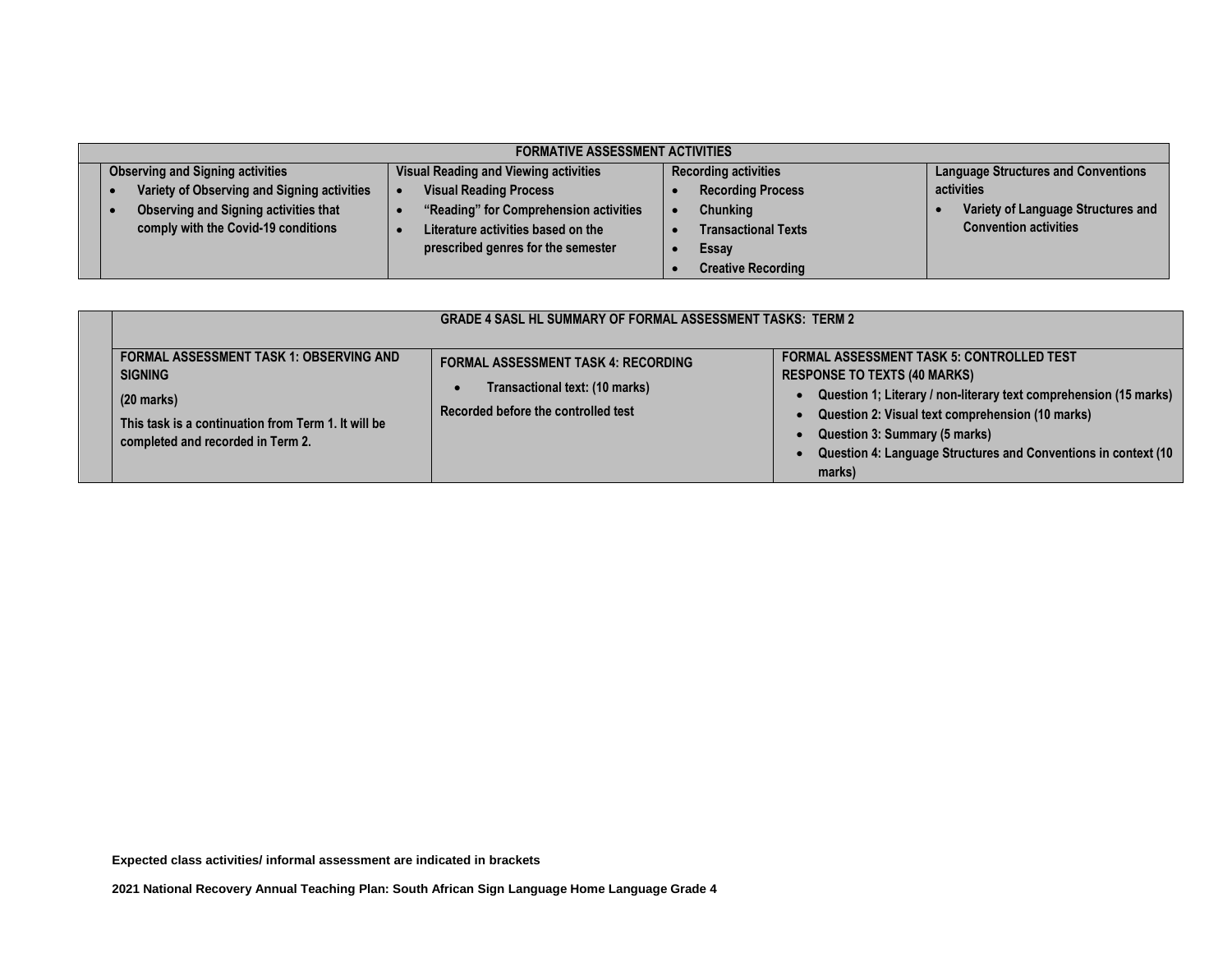| FORMATIVE ASSESSMENT ACTIVITIES | | | | |
|---|---|---|---|---|
| | **Observing and Signing activities**<br>• **Variety of Observing and Signing activities**<br>• **Observing and Signing activities that comply with the Covid-19 conditions** | **Visual Reading and Viewing activities**<br>• **Visual Reading Process**<br>• **"Reading" for Comprehension activities**<br>• **Literature activities based on the prescribed genres for the semester** | **Recording activities**<br>• **Recording Process**<br>• **Chunking**<br>• **Transactional Texts**<br>• **Essay**<br>• **Creative Recording** | **Language Structures and Conventions activities**<br>• **Variety of Language Structures and Convention activities** |

| | GRADE 4 SASL HL SUMMARY OF FORMAL ASSESSMENT TASKS: TERM 2 | | |
|---|---|---|---|
| | **FORMAL ASSESSMENT TASK 1: OBSERVING AND SIGNING**<br>**(20 marks)**<br>**This task is a continuation from Term 1. It will be completed and recorded in Term 2.** | **FORMAL ASSESSMENT TASK 4: RECORDING**<br>• **Transactional text: (10 marks)**<br>**Recorded before the controlled test** | **FORMAL ASSESSMENT TASK 5: CONTROLLED TEST RESPONSE TO TEXTS (40 MARKS)**<br>• **Question 1; Literary / non-literary text comprehension (15 marks)**<br>• **Question 2: Visual text comprehension (10 marks)**<br>• **Question 3: Summary (5 marks)**<br>• **Question 4: Language Structures and Conventions in context (10 marks)** |

**Expected class activities/ informal assessment are indicated in brackets**

**2021 National Recovery Annual Teaching Plan: South African Sign Language Home Language Grade 4**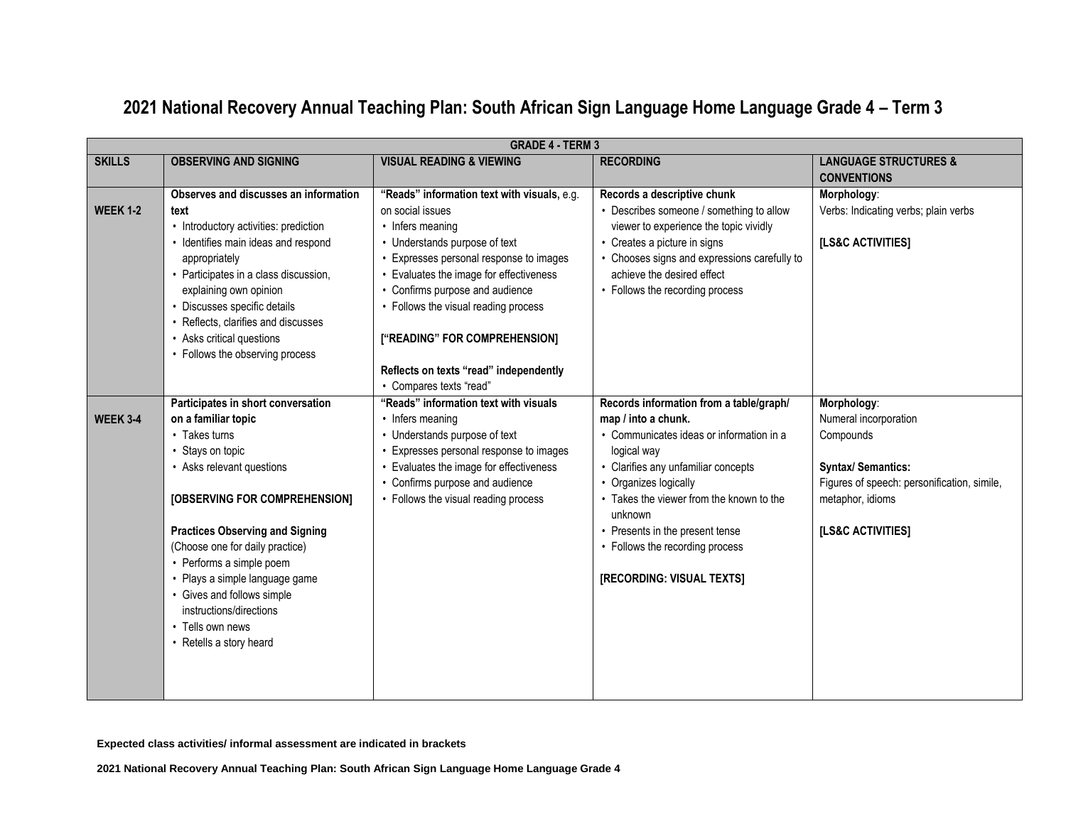# 2021 National Recovery Annual Teaching Plan: South African Sign Language Home Language Grade 4 – Term 3

| GRADE 4 - TERM 3 | | | | |
|---|---|---|---|---|
| **SKILLS** | **OBSERVING AND SIGNING** | **VISUAL READING & VIEWING** | **RECORDING** | **LANGUAGE STRUCTURES & CONVENTIONS** |
| **WEEK 1-2** | **Observes and discusses an information text**<br>• Introductory activities: prediction<br>• Identifies main ideas and respond appropriately<br>• Participates in a class discussion, explaining own opinion<br>• Discusses specific details<br>• Reflects, clarifies and discusses<br>• Asks critical questions<br>• Follows the observing process | **"Reads" information text with visuals,** e.g. on social issues<br>• Infers meaning<br>• Understands purpose of text<br>• Expresses personal response to images<br>• Evaluates the image for effectiveness<br>• Confirms purpose and audience<br>• Follows the visual reading process<br><br>**["READING" FOR COMPREHENSION]**<br><br>**Reflects on texts "read" independently**<br>• Compares texts "read" | **Records a descriptive chunk**<br>• Describes someone / something to allow viewer to experience the topic vividly<br>• Creates a picture in signs<br>• Chooses signs and expressions carefully to achieve the desired effect<br>• Follows the recording process | **Morphology**:<br>Verbs: Indicating verbs; plain verbs<br><br>**[LS&C ACTIVITIES]** |
| **WEEK 3-4** | **Participates in short conversation on a familiar topic**<br>• Takes turns<br>• Stays on topic<br>• Asks relevant questions<br><br>**[OBSERVING FOR COMPREHENSION]**<br><br>**Practices Observing and Signing**<br>(Choose one for daily practice)<br>• Performs a simple poem<br>• Plays a simple language game<br>• Gives and follows simple instructions/directions<br>• Tells own news<br>• Retells a story heard | **"Reads" information text with visuals**<br>• Infers meaning<br>• Understands purpose of text<br>• Expresses personal response to images<br>• Evaluates the image for effectiveness<br>• Confirms purpose and audience<br>• Follows the visual reading process | **Records information from a table/graph/ map / into a chunk.**<br>• Communicates ideas or information in a logical way<br>• Clarifies any unfamiliar concepts<br>• Organizes logically<br>• Takes the viewer from the known to the unknown<br>• Presents in the present tense<br>• Follows the recording process<br><br>**[RECORDING: VISUAL TEXTS]** | **Morphology**:<br>Numeral incorporation<br>Compounds<br><br>**Syntax/ Semantics:**<br>Figures of speech: personification, simile, metaphor, idioms<br><br>**[LS&C ACTIVITIES]** |

**Expected class activities/ informal assessment are indicated in brackets**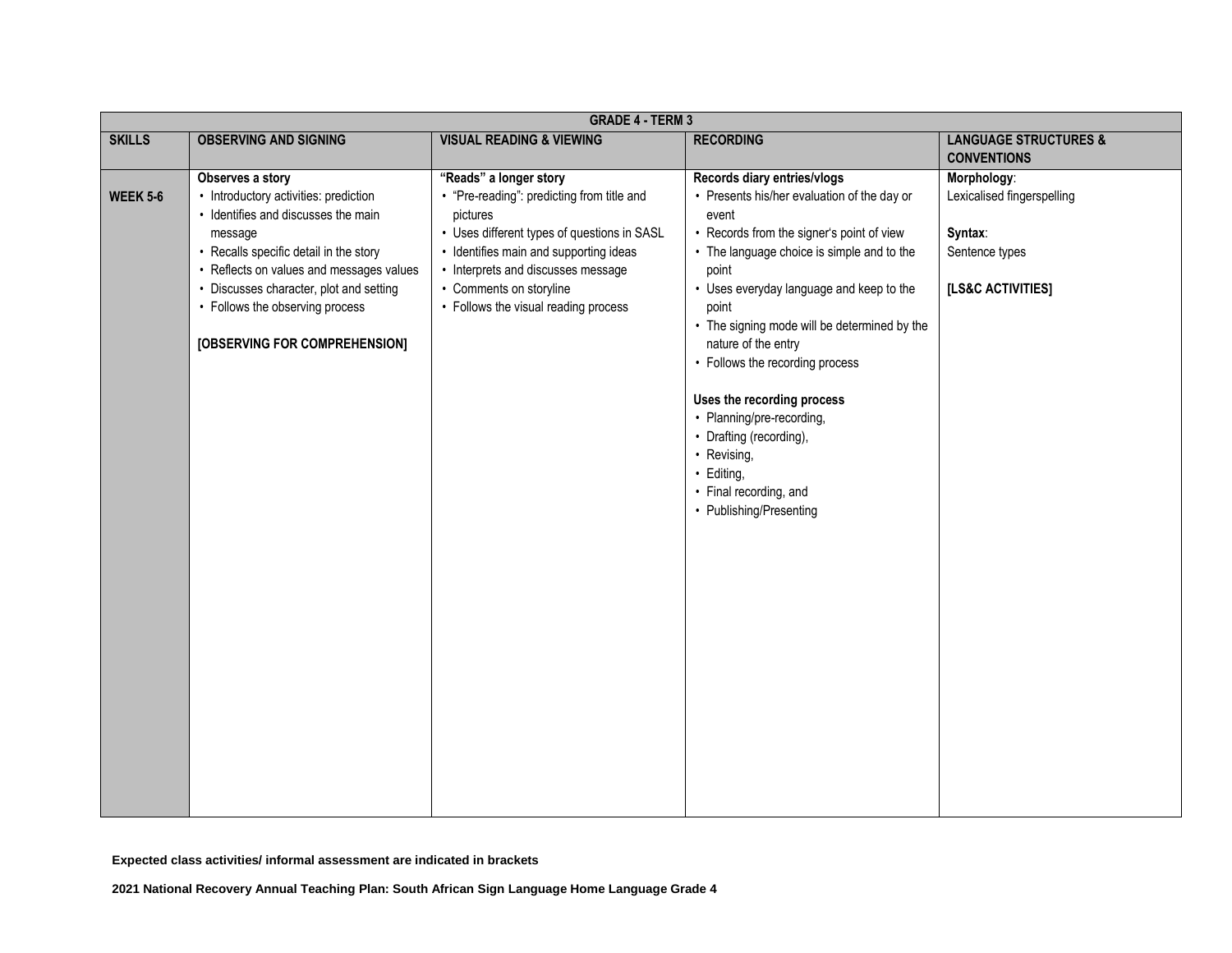| GRADE 4 - TERM 3 | | | | |
|---|---|---|---|---|
| **SKILLS** | **OBSERVING AND SIGNING** | **VISUAL READING & VIEWING** | **RECORDING** | **LANGUAGE STRUCTURES & CONVENTIONS** |
| **WEEK 5-6** | **Observes a story**<br>• Introductory activities: prediction<br>• Identifies and discusses the main message<br>• Recalls specific detail in the story<br>• Reflects on values and messages values<br>• Discusses character, plot and setting<br>• Follows the observing process<br><br>**[OBSERVING FOR COMPREHENSION]** | **"Reads" a longer story**<br>• "Pre-reading": predicting from title and pictures<br>• Uses different types of questions in SASL<br>• Identifies main and supporting ideas<br>• Interprets and discusses message<br>• Comments on storyline<br>• Follows the visual reading process | **Records diary entries/vlogs**<br>• Presents his/her evaluation of the day or event<br>• Records from the signer's point of view<br>• The language choice is simple and to the point<br>• Uses everyday language and keep to the point<br>• The signing mode will be determined by the nature of the entry<br>• Follows the recording process<br><br>**Uses the recording process**<br>• Planning/pre-recording,<br>• Drafting (recording),<br>• Revising,<br>• Editing,<br>• Final recording, and<br>• Publishing/Presenting | **Morphology**:<br>Lexicalised fingerspelling<br><br>**Syntax**:<br>Sentence types<br><br>**[LS&C ACTIVITIES]** |

**Expected class activities/ informal assessment are indicated in brackets**

**2021 National Recovery Annual Teaching Plan: South African Sign Language Home Language Grade 4**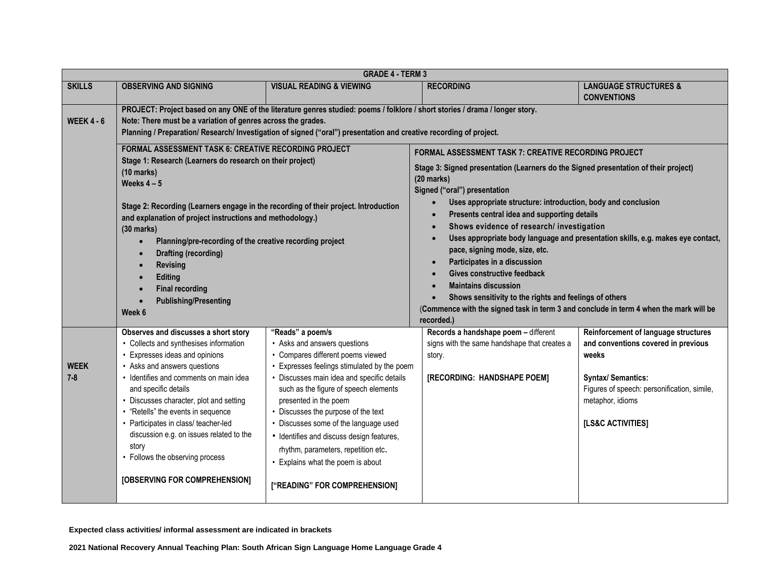| GRADE 4 - TERM 3 | | | | |
|---|---|---|---|---|
| **SKILLS** | **OBSERVING AND SIGNING** | **VISUAL READING & VIEWING** | **RECORDING** | **LANGUAGE STRUCTURES & CONVENTIONS** |
| **WEEK 4 - 6** | **PROJECT: Project based on any ONE of the literature genres studied: poems / folklore / short stories / drama / longer story.**<br>**Note: There must be a variation of genres across the grades.**<br>**Planning / Preparation/ Research/ Investigation of signed ("oral") presentation and creative recording of project.** | | | |
| | **FORMAL ASSESSMENT TASK 6: CREATIVE RECORDING PROJECT**<br>**Stage 1: Research (Learners do research on their project)**<br>**(10 marks)**<br>**Weeks 4 – 5**<br><br>**Stage 2: Recording (Learners engage in the recording of their project. Introduction and explanation of project instructions and methodology.)**<br>**(30 marks)**<br>• **Planning/pre-recording of the creative recording project**<br>• **Drafting (recording)**<br>• **Revising**<br>• **Editing**<br>• **Final recording**<br>• **Publishing/Presenting**<br>**Week 6** | | **FORMAL ASSESSMENT TASK 7: CREATIVE RECORDING PROJECT**<br>**Stage 3: Signed presentation (Learners do the Signed presentation of their project)**<br>**(20 marks)**<br>**Signed ("oral") presentation**<br>• **Uses appropriate structure: introduction, body and conclusion**<br>• **Presents central idea and supporting details**<br>• **Shows evidence of research/ investigation**<br>• **Uses appropriate body language and presentation skills, e.g. makes eye contact, pace, signing mode, size, etc.**<br>• **Participates in a discussion**<br>• **Gives constructive feedback**<br>• **Maintains discussion**<br>• **Shows sensitivity to the rights and feelings of others**<br>(**Commence with the signed task in term 3 and conclude in term 4 when the mark will be recorded.**) | |
| **WEEK 7-8** | **Observes and discusses a short story**<br>• Collects and synthesises information<br>• Expresses ideas and opinions<br>• Asks and answers questions<br>• Identifies and comments on main idea and specific details<br>• Discusses character, plot and setting<br>• "Retells" the events in sequence<br>• Participates in class/ teacher-led discussion e.g. on issues related to the story<br>• Follows the observing process<br><br>**[OBSERVING FOR COMPREHENSION]** | **"Reads" a poem/s**<br>• Asks and answers questions<br>• Compares different poems viewed<br>• Expresses feelings stimulated by the poem<br>• Discusses main idea and specific details such as the figure of speech elements presented in the poem<br>• Discusses the purpose of the text<br>• Discusses some of the language used<br>• Identifies and discuss design features, rhythm, parameters, repetition etc.<br>• Explains what the poem is about<br><br>**["READING" FOR COMPREHENSION]** | **Records a handshape poem –** different signs with the same handshape that creates a story.<br><br>**[RECORDING: HANDSHAPE POEM]** | **Reinforcement of language structures and conventions covered in previous weeks**<br><br>**Syntax/ Semantics:**<br>Figures of speech: personification, simile, metaphor, idioms<br><br>**[LS&C ACTIVITIES]** |

**Expected class activities/ informal assessment are indicated in brackets**

**2021 National Recovery Annual Teaching Plan: South African Sign Language Home Language Grade 4**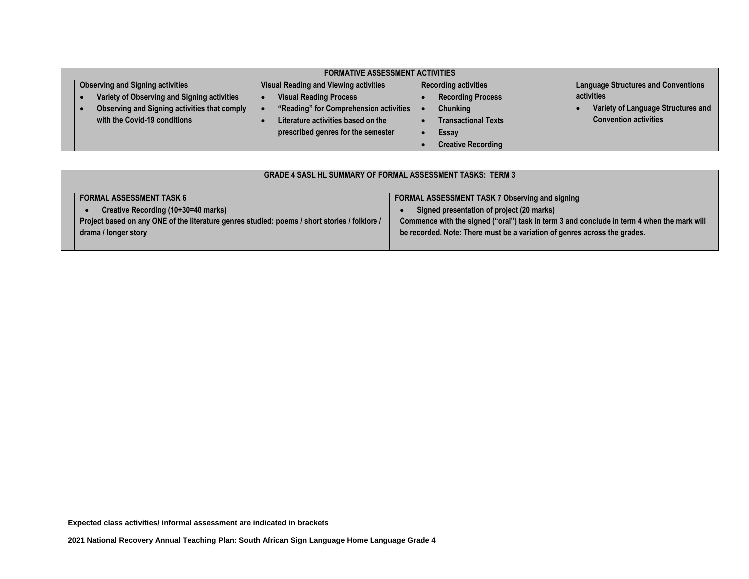| FORMATIVE ASSESSMENT ACTIVITIES | | | | |
|---|---|---|---|---|
| | **Observing and Signing activities**<br>• **Variety of Observing and Signing activities**<br>• **Observing and Signing activities that comply with the Covid-19 conditions** | **Visual Reading and Viewing activities**<br>• **Visual Reading Process**<br>• **"Reading" for Comprehension activities**<br>• **Literature activities based on the prescribed genres for the semester** | **Recording activities**<br>• **Recording Process**<br>• **Chunking**<br>• **Transactional Texts**<br>• **Essay**<br>• **Creative Recording** | **Language Structures and Conventions activities**<br>• **Variety of Language Structures and Convention activities** |

| GRADE 4 SASL HL SUMMARY OF FORMAL ASSESSMENT TASKS: TERM 3 | | |
|---|---|---|
| | **FORMAL ASSESSMENT TASK 6**<br>• **Creative Recording (10+30=40 marks)**<br>**Project based on any ONE of the literature genres studied: poems / short stories / folklore / drama / longer story** | **FORMAL ASSESSMENT TASK 7 Observing and signing**<br>• **Signed presentation of project (20 marks)**<br>**Commence with the signed ("oral") task in term 3 and conclude in term 4 when the mark will be recorded. Note: There must be a variation of genres across the grades.** |

**Expected class activities/ informal assessment are indicated in brackets**

**2021 National Recovery Annual Teaching Plan: South African Sign Language Home Language Grade 4**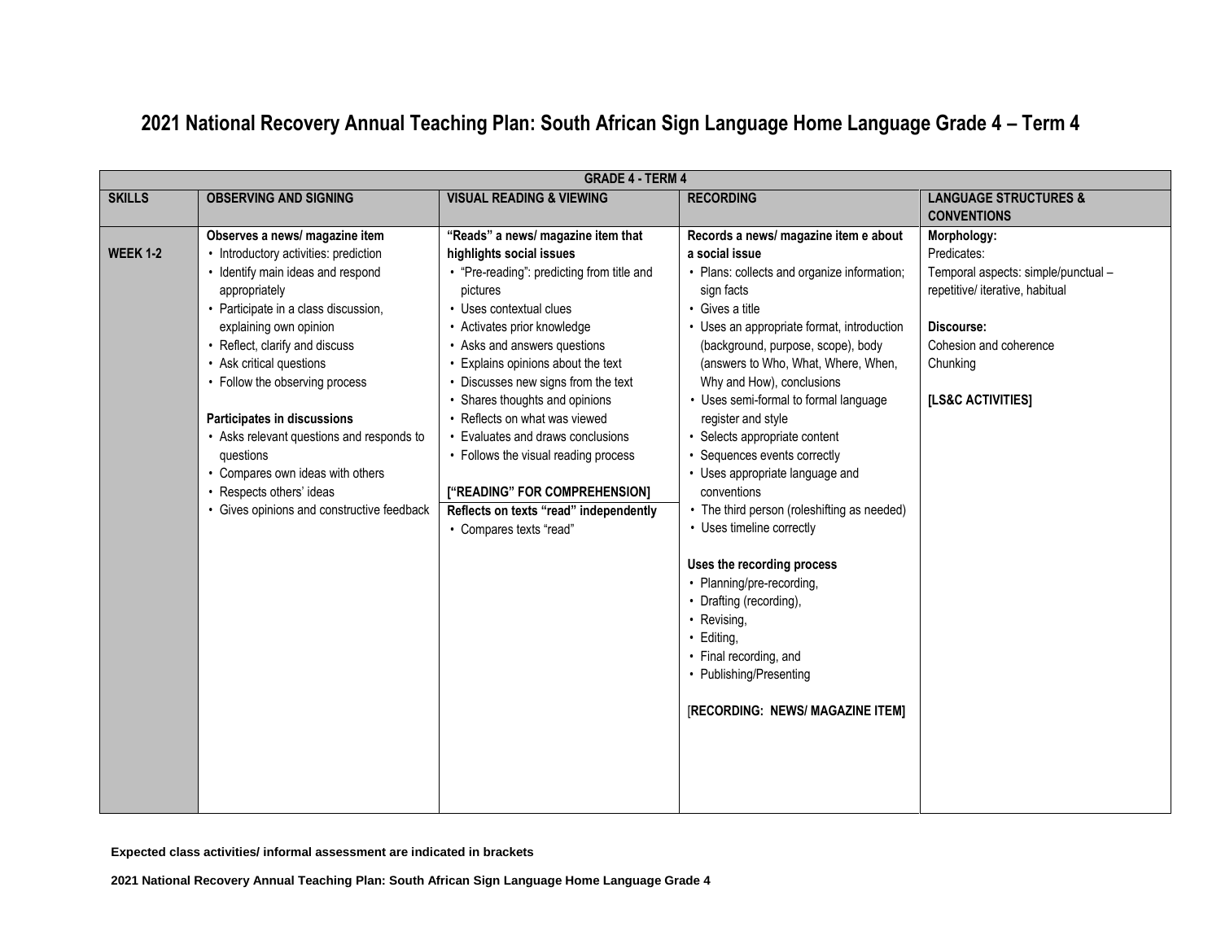# 2021 National Recovery Annual Teaching Plan: South African Sign Language Home Language Grade 4 – Term 4

| GRADE 4 - TERM 4 | | | | |
|---|---|---|---|---|
| **SKILLS** | **OBSERVING AND SIGNING** | **VISUAL READING & VIEWING** | **RECORDING** | **LANGUAGE STRUCTURES & CONVENTIONS** |
| **WEEK 1-2** | **Observes a news/ magazine item**<br>• Introductory activities: prediction<br>• Identify main ideas and respond appropriately<br>• Participate in a class discussion, explaining own opinion<br>• Reflect, clarify and discuss<br>• Ask critical questions<br>• Follow the observing process<br><br>**Participates in discussions**<br>• Asks relevant questions and responds to questions<br>• Compares own ideas with others<br>• Respects others' ideas<br>• Gives opinions and constructive feedback | **"Reads" a news/ magazine item that highlights social issues**<br>• "Pre-reading": predicting from title and pictures<br>• Uses contextual clues<br>• Activates prior knowledge<br>• Asks and answers questions<br>• Explains opinions about the text<br>• Discusses new signs from the text<br>• Shares thoughts and opinions<br>• Reflects on what was viewed<br>• Evaluates and draws conclusions<br>• Follows the visual reading process<br><br>**["READING" FOR COMPREHENSION]**<br>**Reflects on texts "read" independently**<br>• Compares texts "read" | **Records a news/ magazine item e about a social issue**<br>• Plans: collects and organize information; sign facts<br>• Gives a title<br>• Uses an appropriate format, introduction (background, purpose, scope), body (answers to Who, What, Where, When, Why and How), conclusions<br>• Uses semi-formal to formal language register and style<br>• Selects appropriate content<br>• Sequences events correctly<br>• Uses appropriate language and conventions<br>• The third person (roleshifting as needed)<br>• Uses timeline correctly<br><br>**Uses the recording process**<br>• Planning/pre-recording,<br>• Drafting (recording),<br>• Revising,<br>• Editing,<br>• Final recording, and<br>• Publishing/Presenting<br><br>[**RECORDING: NEWS/ MAGAZINE ITEM]** | **Morphology:**<br>Predicates:<br>Temporal aspects: simple/punctual – repetitive/ iterative, habitual<br><br>**Discourse:**<br>Cohesion and coherence<br>Chunking<br><br>**[LS&C ACTIVITIES]** |

**Expected class activities/ informal assessment are indicated in brackets**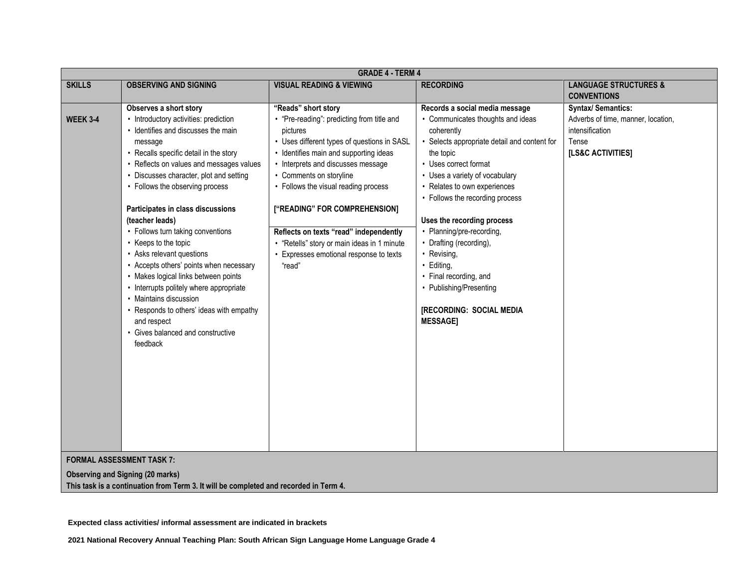| GRADE 4 - TERM 4 | | | | |
|---|---|---|---|---|
| **SKILLS** | **OBSERVING AND SIGNING** | **VISUAL READING & VIEWING** | **RECORDING** | **LANGUAGE STRUCTURES & CONVENTIONS** |
| **WEEK 3-4** | **Observes a short story**<br>• Introductory activities: prediction<br>• Identifies and discusses the main message<br>• Recalls specific detail in the story<br>• Reflects on values and messages values<br>• Discusses character, plot and setting<br>• Follows the observing process<br><br>**Participates in class discussions (teacher leads)**<br>• Follows turn taking conventions<br>• Keeps to the topic<br>• Asks relevant questions<br>• Accepts others' points when necessary<br>• Makes logical links between points<br>• Interrupts politely where appropriate<br>• Maintains discussion<br>• Responds to others' ideas with empathy and respect<br>• Gives balanced and constructive feedback | **"Reads" short story**<br>• "Pre-reading": predicting from title and pictures<br>• Uses different types of questions in SASL<br>• Identifies main and supporting ideas<br>• Interprets and discusses message<br>• Comments on storyline<br>• Follows the visual reading process<br><br>**["READING" FOR COMPREHENSION]**<br><br>**Reflects on texts "read" independently**<br>• "Retells" story or main ideas in 1 minute<br>• Expresses emotional response to texts "read" | **Records a social media message**<br>• Communicates thoughts and ideas coherently<br>• Selects appropriate detail and content for the topic<br>• Uses correct format<br>• Uses a variety of vocabulary<br>• Relates to own experiences<br>• Follows the recording process<br><br>**Uses the recording process**<br>• Planning/pre-recording,<br>• Drafting (recording),<br>• Revising,<br>• Editing,<br>• Final recording, and<br>• Publishing/Presenting<br><br>**[RECORDING: SOCIAL MEDIA MESSAGE]** | **Syntax/ Semantics:**<br>Adverbs of time, manner, location, intensification<br>Tense<br>**[LS&C ACTIVITIES]** |
| **FORMAL ASSESSMENT TASK 7:**<br>**Observing and Signing (20 marks)**<br>**This task is a continuation from Term 3. It will be completed and recorded in Term 4.** | | | | |

**Expected class activities/ informal assessment are indicated in brackets**

**2021 National Recovery Annual Teaching Plan: South African Sign Language Home Language Grade 4**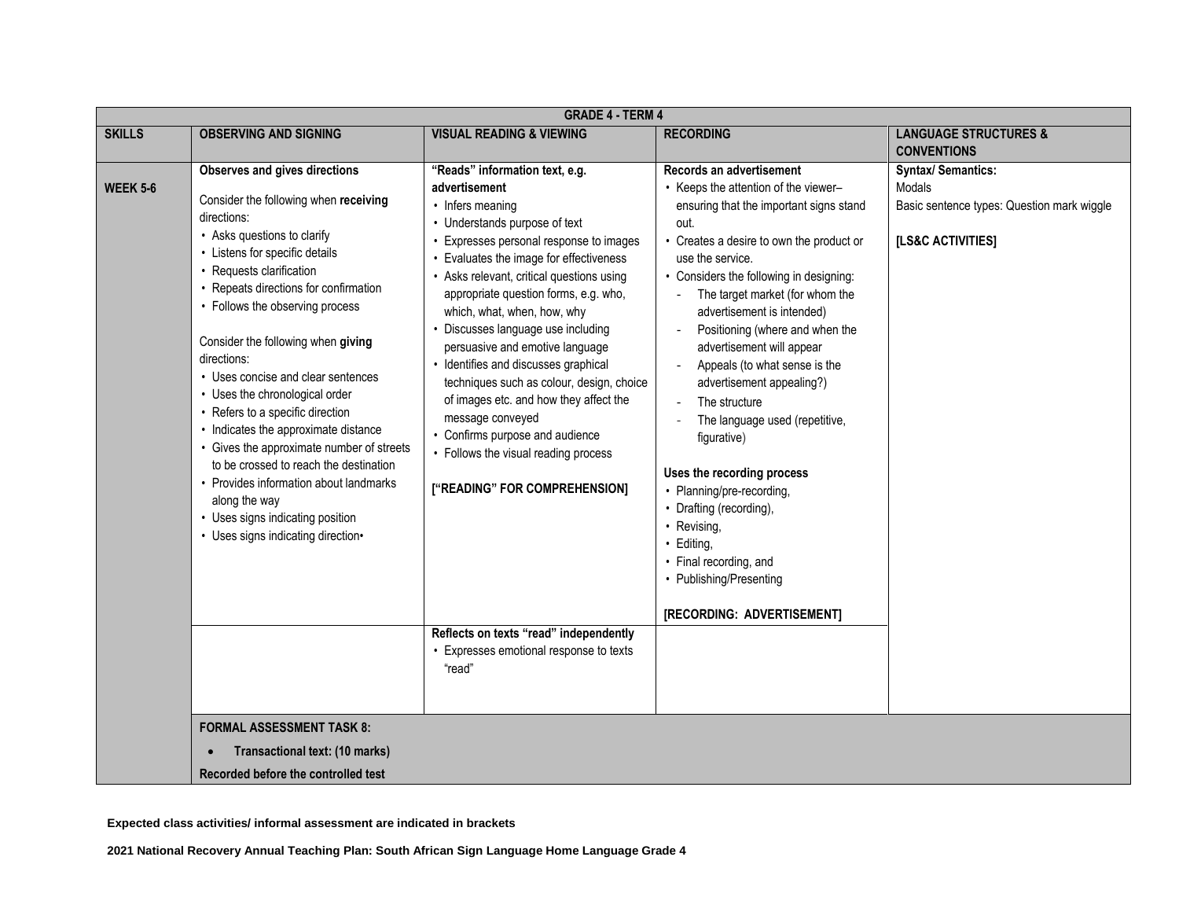| GRADE 4 - TERM 4 | | | | |
|---|---|---|---|---|
| **SKILLS** | **OBSERVING AND SIGNING** | **VISUAL READING & VIEWING** | **RECORDING** | **LANGUAGE STRUCTURES & CONVENTIONS** |
| **WEEK 5-6** | **Observes and gives directions**<br><br>Consider the following when **receiving** directions:<br>• Asks questions to clarify<br>• Listens for specific details<br>• Requests clarification<br>• Repeats directions for confirmation<br>• Follows the observing process<br><br>Consider the following when **giving** directions:<br>• Uses concise and clear sentences<br>• Uses the chronological order<br>• Refers to a specific direction<br>• Indicates the approximate distance<br>• Gives the approximate number of streets to be crossed to reach the destination<br>• Provides information about landmarks along the way<br>• Uses signs indicating position<br>• Uses signs indicating direction• | **"Reads" information text, e.g. advertisement**<br>• Infers meaning<br>• Understands purpose of text<br>• Expresses personal response to images<br>• Evaluates the image for effectiveness<br>• Asks relevant, critical questions using appropriate question forms, e.g. who, which, what, when, how, why<br>• Discusses language use including persuasive and emotive language<br>• Identifies and discusses graphical techniques such as colour, design, choice of images etc. and how they affect the message conveyed<br>• Confirms purpose and audience<br>• Follows the visual reading process<br><br>**["READING" FOR COMPREHENSION]** | **Records an advertisement**<br>• Keeps the attention of the viewer– ensuring that the important signs stand out.<br>• Creates a desire to own the product or use the service.<br>• Considers the following in designing:<br>- The target market (for whom the advertisement is intended)<br>- Positioning (where and when the advertisement will appear<br>- Appeals (to what sense is the advertisement appealing?)<br>- The structure<br>- The language used (repetitive, figurative)<br><br>**Uses the recording process**<br>• Planning/pre-recording,<br>• Drafting (recording),<br>• Revising,<br>• Editing,<br>• Final recording, and<br>• Publishing/Presenting<br><br>**[RECORDING: ADVERTISEMENT]** | **Syntax/ Semantics:**<br>Modals<br>Basic sentence types: Question mark wiggle<br><br>**[LS&C ACTIVITIES]** |
| | | **Reflects on texts "read" independently**<br>• Expresses emotional response to texts "read" | | |
| | **FORMAL ASSESSMENT TASK 8:**<br>• **Transactional text: (10 marks)**<br>**Recorded before the controlled test** | | | |

**Expected class activities/ informal assessment are indicated in brackets**

**2021 National Recovery Annual Teaching Plan: South African Sign Language Home Language Grade 4**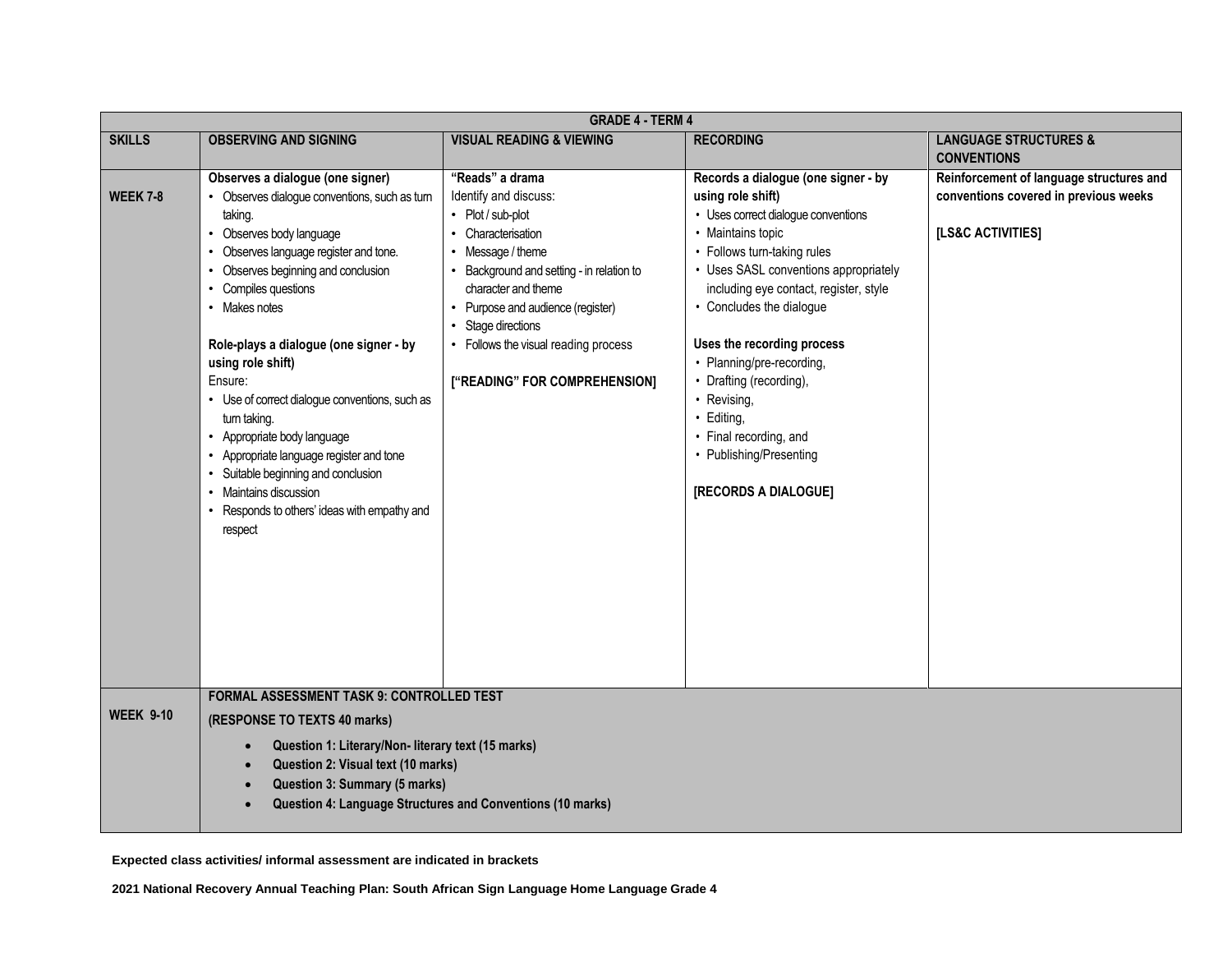| GRADE 4 - TERM 4 | | | | |
|---|---|---|---|---|
| **SKILLS** | **OBSERVING AND SIGNING** | **VISUAL READING & VIEWING** | **RECORDING** | **LANGUAGE STRUCTURES & CONVENTIONS** |
| **WEEK 7-8** | **Observes a dialogue (one signer)**<br>• Observes dialogue conventions, such as turn taking.<br>• Observes body language<br>• Observes language register and tone.<br>• Observes beginning and conclusion<br>• Compiles questions<br>• Makes notes<br><br>**Role-plays a dialogue (one signer - by using role shift)**<br>Ensure:<br>• Use of correct dialogue conventions, such as turn taking.<br>• Appropriate body language<br>• Appropriate language register and tone<br>• Suitable beginning and conclusion<br>• Maintains discussion<br>• Responds to others' ideas with empathy and respect | **"Reads" a drama**<br>Identify and discuss:<br>• Plot / sub-plot<br>• Characterisation<br>• Message / theme<br>• Background and setting - in relation to character and theme<br>• Purpose and audience (register)<br>• Stage directions<br>• Follows the visual reading process<br><br>**["READING" FOR COMPREHENSION]** | **Records a dialogue (one signer - by using role shift)**<br>• Uses correct dialogue conventions<br>• Maintains topic<br>• Follows turn-taking rules<br>• Uses SASL conventions appropriately including eye contact, register, style<br>• Concludes the dialogue<br><br>**Uses the recording process**<br>• Planning/pre-recording,<br>• Drafting (recording),<br>• Revising,<br>• Editing,<br>• Final recording, and<br>• Publishing/Presenting<br><br>**[RECORDS A DIALOGUE]** | **Reinforcement of language structures and conventions covered in previous weeks**<br><br>**[LS&C ACTIVITIES]** |
| **WEEK 9-10** | **FORMAL ASSESSMENT TASK 9: CONTROLLED TEST**<br>**(RESPONSE TO TEXTS 40 marks)**<br>• **Question 1: Literary/Non- literary text (15 marks)**<br>• **Question 2: Visual text (10 marks)**<br>• **Question 3: Summary (5 marks)**<br>• **Question 4: Language Structures and Conventions (10 marks)** | | | |

**Expected class activities/ informal assessment are indicated in brackets**

**2021 National Recovery Annual Teaching Plan: South African Sign Language Home Language Grade 4**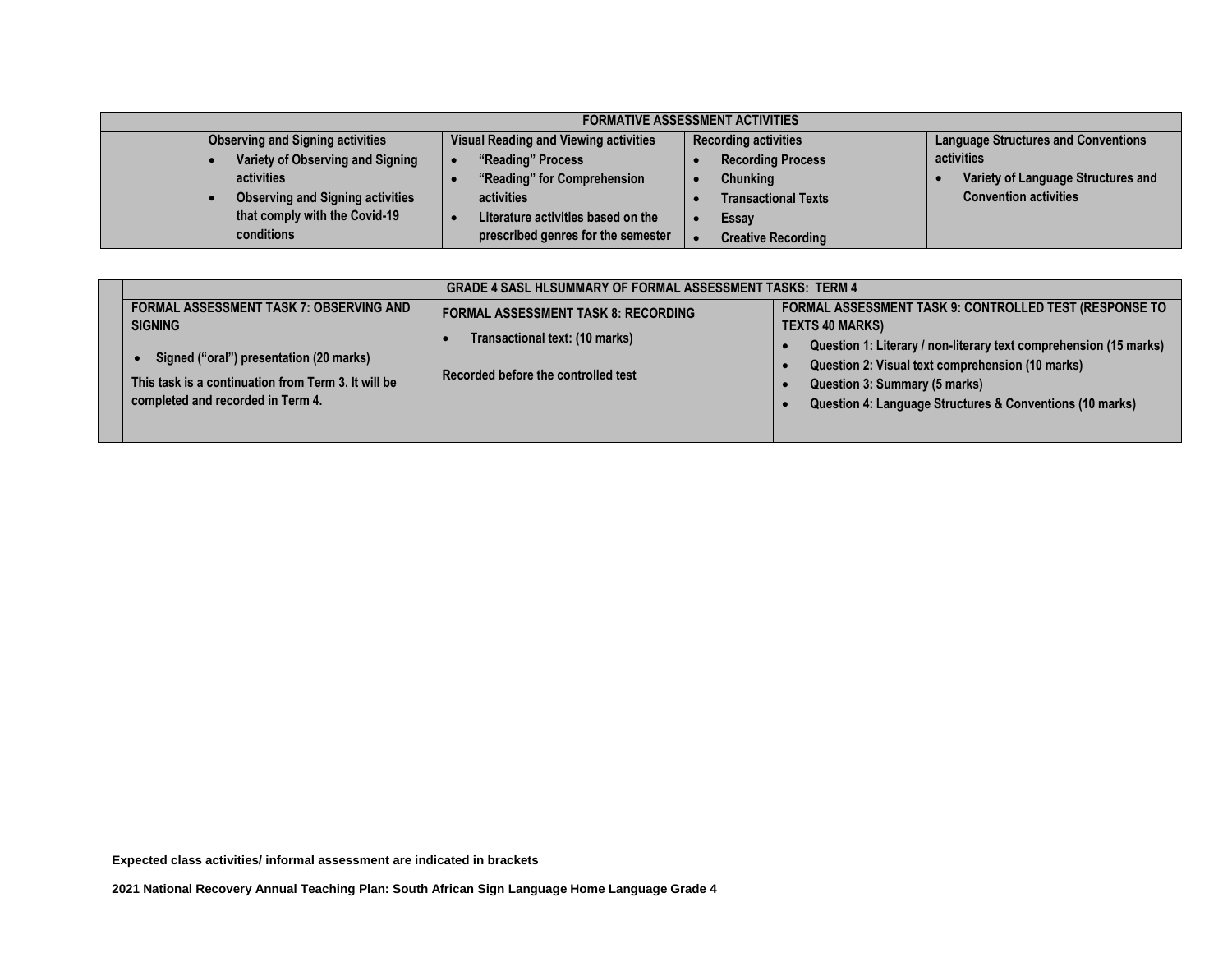| | FORMATIVE ASSESSMENT ACTIVITIES | | | |
|---|---|---|---|---|
| | **Observing and Signing activities**<br>• Variety of Observing and Signing activities<br>• Observing and Signing activities that comply with the Covid-19 conditions | **Visual Reading and Viewing activities**<br>• "Reading" Process<br>• "Reading" for Comprehension activities<br>• Literature activities based on the prescribed genres for the semester | **Recording activities**<br>• Recording Process<br>• Chunking<br>• Transactional Texts<br>• Essay<br>• Creative Recording | **Language Structures and Conventions activities**<br>• Variety of Language Structures and Convention activities |

| | GRADE 4 SASL HLSUMMARY OF FORMAL ASSESSMENT TASKS: TERM 4 | | |
|---|---|---|---|
| | **FORMAL ASSESSMENT TASK 7: OBSERVING AND SIGNING**<br>• Signed ("oral") presentation (20 marks)<br>This task is a continuation from Term 3. It will be completed and recorded in Term 4. | **FORMAL ASSESSMENT TASK 8: RECORDING**<br>• Transactional text: (10 marks)<br>Recorded before the controlled test | **FORMAL ASSESSMENT TASK 9: CONTROLLED TEST (RESPONSE TO TEXTS 40 MARKS)**<br>• Question 1: Literary / non-literary text comprehension (15 marks)<br>• Question 2: Visual text comprehension (10 marks)<br>• Question 3: Summary (5 marks)<br>• Question 4: Language Structures & Conventions (10 marks) |

**Expected class activities/ informal assessment are indicated in brackets**

**2021 National Recovery Annual Teaching Plan: South African Sign Language Home Language Grade 4**